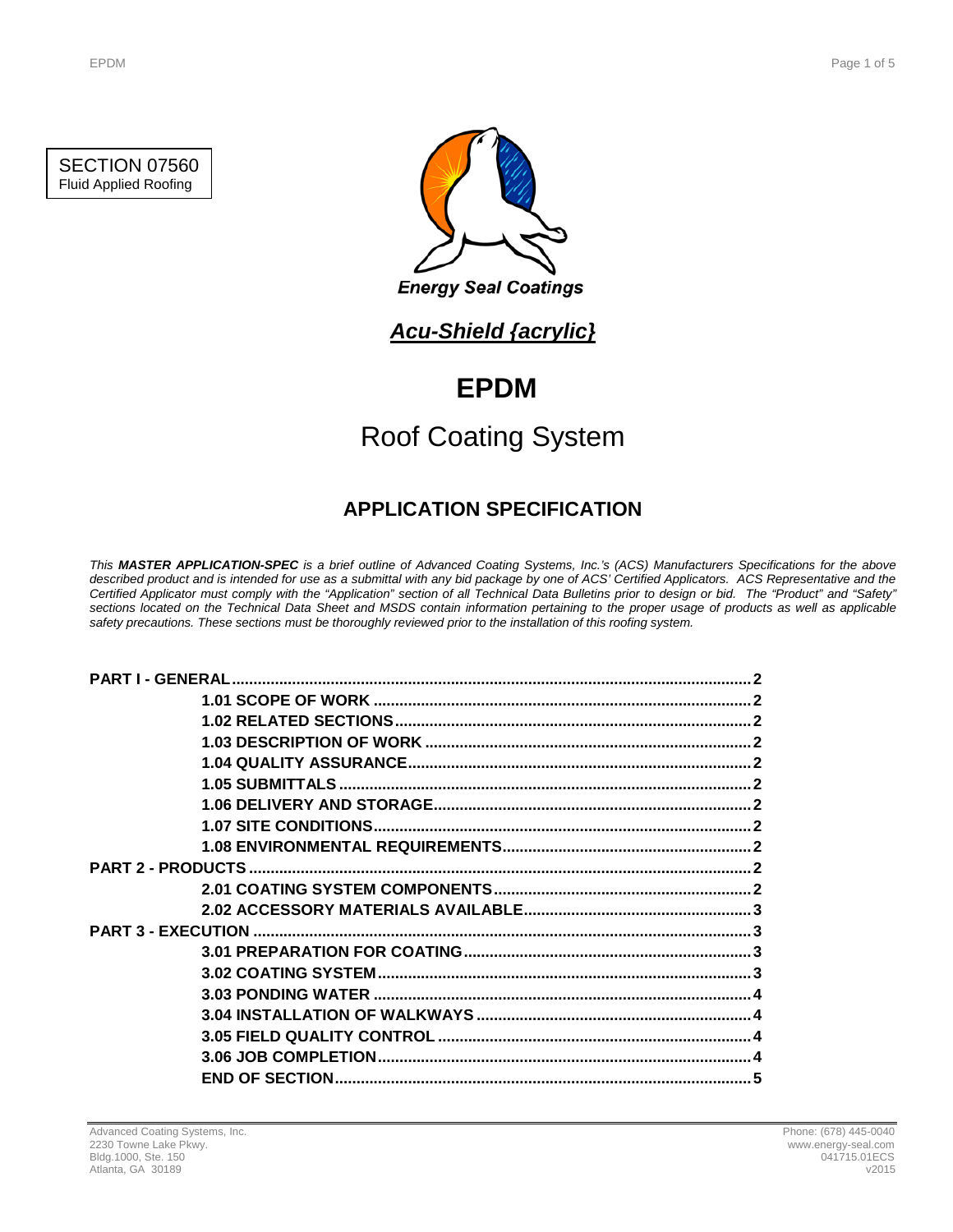SECTION 07560
Fluid Applied Roofing

Energy Seal Coatings

***Acu-Shield {acrylic}***

# EPDM

## Roof Coating System

### APPLICATION SPECIFICATION

*This **MASTER APPLICATION-SPEC** is a brief outline of Advanced Coating Systems, Inc.'s (ACS) Manufacturers Specifications for the above described product and is intended for use as a submittal with any bid package by one of ACS' Certified Applicators. ACS Representative and the Certified Applicator must comply with the "Application" section of all Technical Data Bulletins prior to design or bid. The "Product" and "Safety" sections located on the Technical Data Sheet and MSDS contain information pertaining to the proper usage of products as well as applicable safety precautions. These sections must be thoroughly reviewed prior to the installation of this roofing system.*

**PART I - GENERAL** .......... 2
- **1.01 SCOPE OF WORK** .......... 2
- **1.02 RELATED SECTIONS** .......... 2
- **1.03 DESCRIPTION OF WORK** .......... 2
- **1.04 QUALITY ASSURANCE** .......... 2
- **1.05 SUBMITTALS** .......... 2
- **1.06 DELIVERY AND STORAGE** .......... 2
- **1.07 SITE CONDITIONS** .......... 2
- **1.08 ENVIRONMENTAL REQUIREMENTS** .......... 2

**PART 2 - PRODUCTS** .......... 2
- **2.01 COATING SYSTEM COMPONENTS** .......... 2
- **2.02 ACCESSORY MATERIALS AVAILABLE** .......... 3

**PART 3 - EXECUTION** .......... 3
- **3.01 PREPARATION FOR COATING** .......... 3
- **3.02 COATING SYSTEM** .......... 3
- **3.03 PONDING WATER** .......... 4
- **3.04 INSTALLATION OF WALKWAYS** .......... 4
- **3.05 FIELD QUALITY CONTROL** .......... 4
- **3.06 JOB COMPLETION** .......... 4
- **END OF SECTION** .......... 5

Advanced Coating Systems, Inc.
2230 Towne Lake Pkwy.
Bldg.1000, Ste. 150
Atlanta, GA 30189

Phone: (678) 445-0040
www.energy-seal.com
041715.01ECS
v2015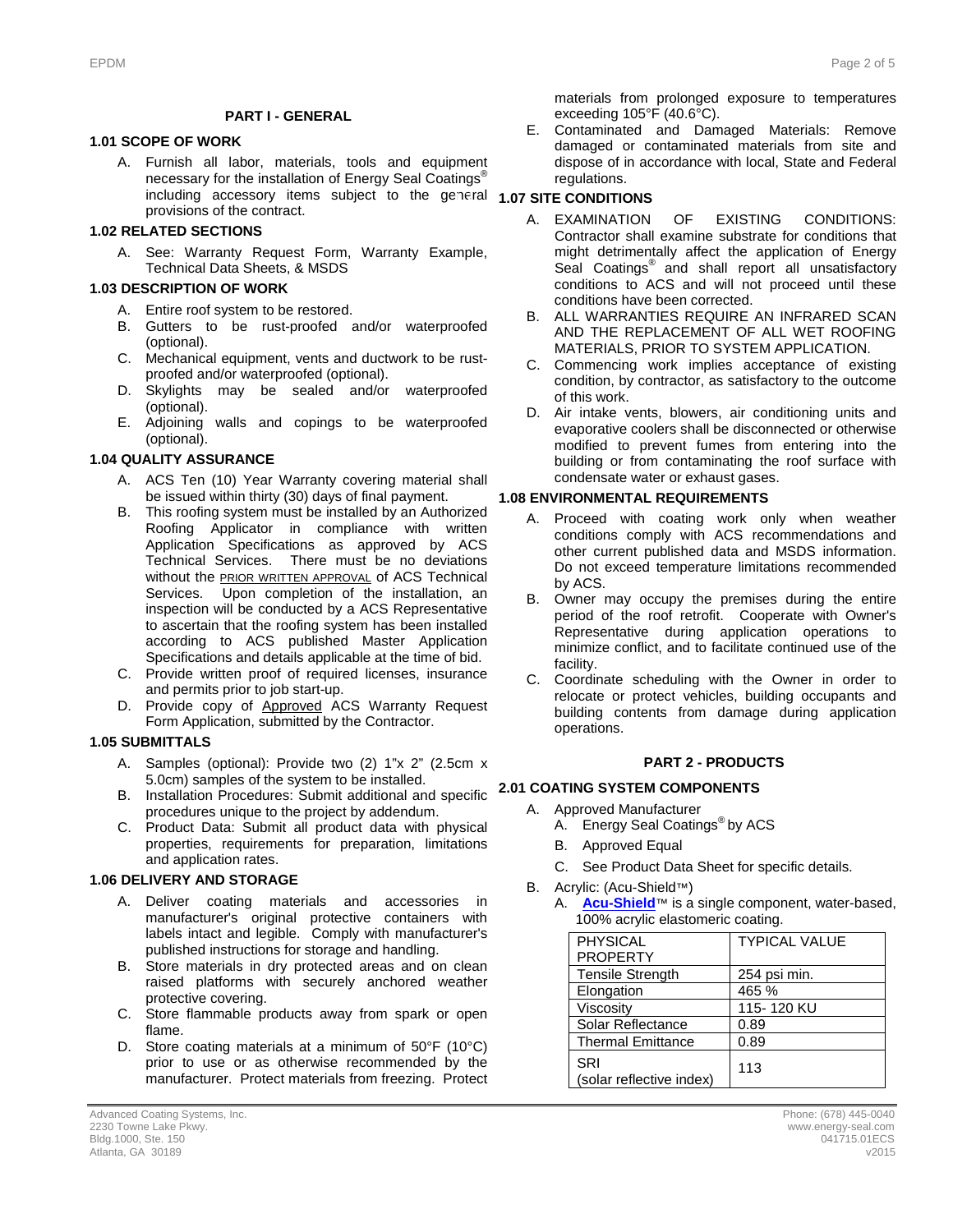## PART I - GENERAL

### 1.01 SCOPE OF WORK

A. Furnish all labor, materials, tools and equipment necessary for the installation of Energy Seal Coatings® including accessory items subject to the general provisions of the contract.

### 1.02 RELATED SECTIONS

A. See: Warranty Request Form, Warranty Example, Technical Data Sheets, & MSDS

### 1.03 DESCRIPTION OF WORK

A. Entire roof system to be restored.
B. Gutters to be rust-proofed and/or waterproofed (optional).
C. Mechanical equipment, vents and ductwork to be rust-proofed and/or waterproofed (optional).
D. Skylights may be sealed and/or waterproofed (optional).
E. Adjoining walls and copings to be waterproofed (optional).

### 1.04 QUALITY ASSURANCE

A. ACS Ten (10) Year Warranty covering material shall be issued within thirty (30) days of final payment.
B. This roofing system must be installed by an Authorized Roofing Applicator in compliance with written Application Specifications as approved by ACS Technical Services. There must be no deviations without the PRIOR WRITTEN APPROVAL of ACS Technical Services. Upon completion of the installation, an inspection will be conducted by a ACS Representative to ascertain that the roofing system has been installed according to ACS published Master Application Specifications and details applicable at the time of bid.
C. Provide written proof of required licenses, insurance and permits prior to job start-up.
D. Provide copy of Approved ACS Warranty Request Form Application, submitted by the Contractor.

### 1.05 SUBMITTALS

A. Samples (optional): Provide two (2) 1"x 2" (2.5cm x 5.0cm) samples of the system to be installed.
B. Installation Procedures: Submit additional and specific procedures unique to the project by addendum.
C. Product Data: Submit all product data with physical properties, requirements for preparation, limitations and application rates.

### 1.06 DELIVERY AND STORAGE

A. Deliver coating materials and accessories in manufacturer's original protective containers with labels intact and legible. Comply with manufacturer's published instructions for storage and handling.
B. Store materials in dry protected areas and on clean raised platforms with securely anchored weather protective covering.
C. Store flammable products away from spark or open flame.
D. Store coating materials at a minimum of 50°F (10°C) prior to use or as otherwise recommended by the manufacturer. Protect materials from freezing. Protect materials from prolonged exposure to temperatures exceeding 105°F (40.6°C).
E. Contaminated and Damaged Materials: Remove damaged or contaminated materials from site and dispose of in accordance with local, State and Federal regulations.

### 1.07 SITE CONDITIONS

A. EXAMINATION OF EXISTING CONDITIONS: Contractor shall examine substrate for conditions that might detrimentally affect the application of Energy Seal Coatings® and shall report all unsatisfactory conditions to ACS and will not proceed until these conditions have been corrected.
B. ALL WARRANTIES REQUIRE AN INFRARED SCAN AND THE REPLACEMENT OF ALL WET ROOFING MATERIALS, PRIOR TO SYSTEM APPLICATION.
C. Commencing work implies acceptance of existing condition, by contractor, as satisfactory to the outcome of this work.
D. Air intake vents, blowers, air conditioning units and evaporative coolers shall be disconnected or otherwise modified to prevent fumes from entering into the building or from contaminating the roof surface with condensate water or exhaust gases.

### 1.08 ENVIRONMENTAL REQUIREMENTS

A. Proceed with coating work only when weather conditions comply with ACS recommendations and other current published data and MSDS information. Do not exceed temperature limitations recommended by ACS.
B. Owner may occupy the premises during the entire period of the roof retrofit. Cooperate with Owner's Representative during application operations to minimize conflict, and to facilitate continued use of the facility.
C. Coordinate scheduling with the Owner in order to relocate or protect vehicles, building occupants and building contents from damage during application operations.

## PART 2 - PRODUCTS

### 2.01 COATING SYSTEM COMPONENTS

A. Approved Manufacturer
   A. Energy Seal Coatings® by ACS
   B. Approved Equal
   C. See Product Data Sheet for specific details.
B. Acrylic: (Acu-Shield™)
   A. **Acu-Shield**™ is a single component, water-based, 100% acrylic elastomeric coating.

| PHYSICAL PROPERTY | TYPICAL VALUE |
|---|---|
| Tensile Strength | 254 psi min. |
| Elongation | 465 % |
| Viscosity | 115- 120 KU |
| Solar Reflectance | 0.89 |
| Thermal Emittance | 0.89 |
| SRI (solar reflective index) | 113 |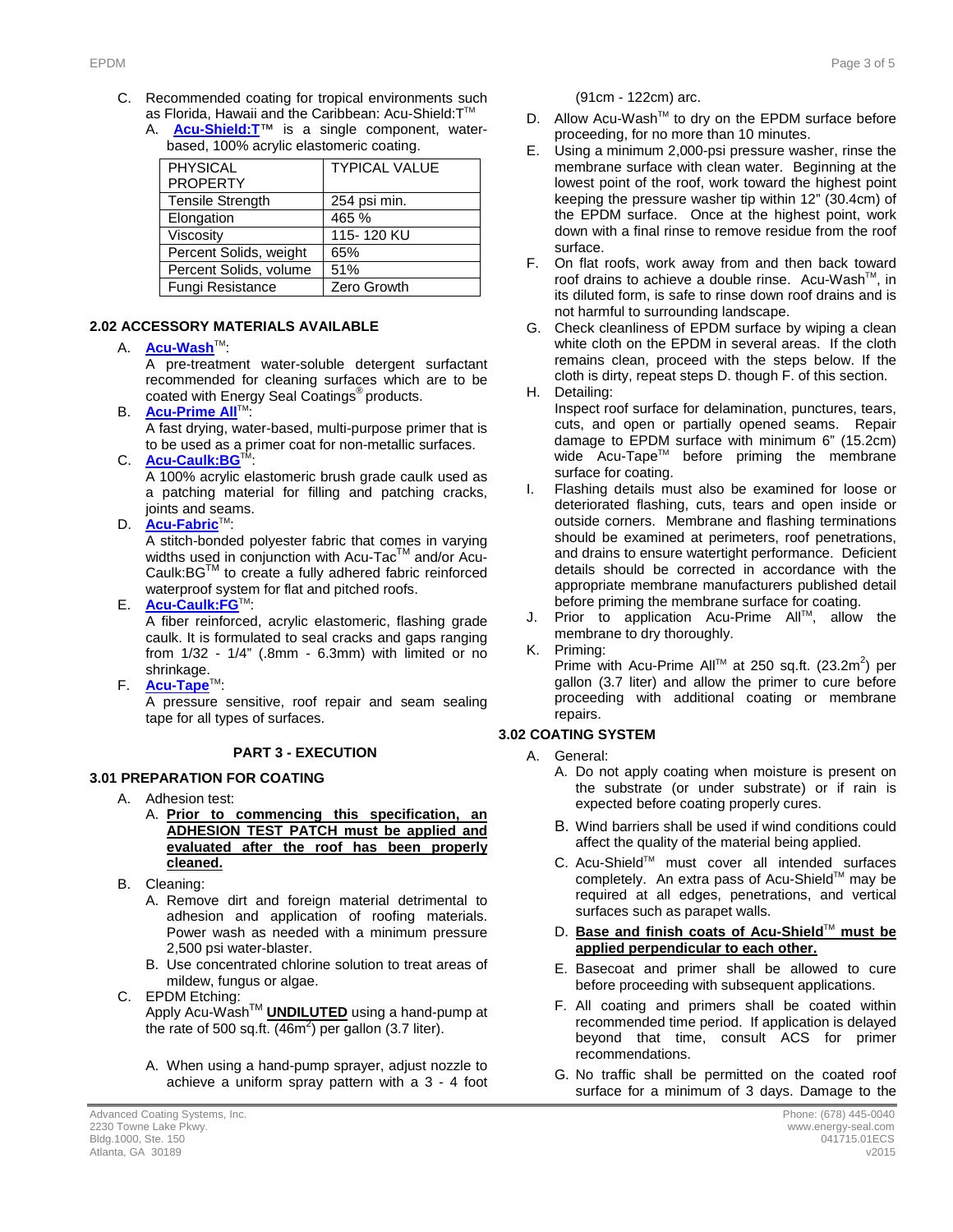C. Recommended coating for tropical environments such as Florida, Hawaii and the Caribbean: Acu-Shield:T™

A. **Acu-Shield:T™** is a single component, water-based, 100% acrylic elastomeric coating.

| PHYSICAL PROPERTY | TYPICAL VALUE |
|---|---|
| Tensile Strength | 254 psi min. |
| Elongation | 465 % |
| Viscosity | 115- 120 KU |
| Percent Solids, weight | 65% |
| Percent Solids, volume | 51% |
| Fungi Resistance | Zero Growth |

### 2.02 ACCESSORY MATERIALS AVAILABLE

A. **Acu-Wash™**:
A pre-treatment water-soluble detergent surfactant recommended for cleaning surfaces which are to be coated with Energy Seal Coatings® products.

B. **Acu-Prime All™**:
A fast drying, water-based, multi-purpose primer that is to be used as a primer coat for non-metallic surfaces.

C. **Acu-Caulk:BG™**:
A 100% acrylic elastomeric brush grade caulk used as a patching material for filling and patching cracks, joints and seams.

D. **Acu-Fabric™**:
A stitch-bonded polyester fabric that comes in varying widths used in conjunction with Acu-Tac™ and/or Acu-Caulk:BG™ to create a fully adhered fabric reinforced waterproof system for flat and pitched roofs.

E. **Acu-Caulk:FG™**:
A fiber reinforced, acrylic elastomeric, flashing grade caulk. It is formulated to seal cracks and gaps ranging from 1/32 - 1/4" (.8mm - 6.3mm) with limited or no shrinkage.

F. **Acu-Tape™**:
A pressure sensitive, roof repair and seam sealing tape for all types of surfaces.

## PART 3 - EXECUTION

### 3.01 PREPARATION FOR COATING

A. Adhesion test:

A. **Prior to commencing this specification, an ADHESION TEST PATCH must be applied and evaluated after the roof has been properly cleaned.**

B. Cleaning:

A. Remove dirt and foreign material detrimental to adhesion and application of roofing materials. Power wash as needed with a minimum pressure 2,500 psi water-blaster.

B. Use concentrated chlorine solution to treat areas of mildew, fungus or algae.

C. EPDM Etching:
Apply Acu-Wash™ **UNDILUTED** using a hand-pump at the rate of 500 sq.ft. ($46m^2$) per gallon (3.7 liter).

A. When using a hand-pump sprayer, adjust nozzle to achieve a uniform spray pattern with a 3 - 4 foot (91cm - 122cm) arc.

D. Allow Acu-Wash™ to dry on the EPDM surface before proceeding, for no more than 10 minutes.

E. Using a minimum 2,000-psi pressure washer, rinse the membrane surface with clean water. Beginning at the lowest point of the roof, work toward the highest point keeping the pressure washer tip within 12" (30.4cm) of the EPDM surface. Once at the highest point, work down with a final rinse to remove residue from the roof surface.

F. On flat roofs, work away from and then back toward roof drains to achieve a double rinse. Acu-Wash™, in its diluted form, is safe to rinse down roof drains and is not harmful to surrounding landscape.

G. Check cleanliness of EPDM surface by wiping a clean white cloth on the EPDM in several areas. If the cloth remains clean, proceed with the steps below. If the cloth is dirty, repeat steps D. though F. of this section.

H. Detailing:
Inspect roof surface for delamination, punctures, tears, cuts, and open or partially opened seams. Repair damage to EPDM surface with minimum 6" (15.2cm) wide Acu-Tape™ before priming the membrane surface for coating.

I. Flashing details must also be examined for loose or deteriorated flashing, cuts, tears and open inside or outside corners. Membrane and flashing terminations should be examined at perimeters, roof penetrations, and drains to ensure watertight performance. Deficient details should be corrected in accordance with the appropriate membrane manufacturers published detail before priming the membrane surface for coating.

J. Prior to application Acu-Prime All™, allow the membrane to dry thoroughly.

K. Priming:
Prime with Acu-Prime All™ at 250 sq.ft. ($23.2m^2$) per gallon (3.7 liter) and allow the primer to cure before proceeding with additional coating or membrane repairs.

### 3.02 COATING SYSTEM

A. General:

A. Do not apply coating when moisture is present on the substrate (or under substrate) or if rain is expected before coating properly cures.

B. Wind barriers shall be used if wind conditions could affect the quality of the material being applied.

C. Acu-Shield™ must cover all intended surfaces completely. An extra pass of Acu-Shield™ may be required at all edges, penetrations, and vertical surfaces such as parapet walls.

D. **Base and finish coats of Acu-Shield™ must be applied perpendicular to each other.**

E. Basecoat and primer shall be allowed to cure before proceeding with subsequent applications.

F. All coating and primers shall be coated within recommended time period. If application is delayed beyond that time, consult ACS for primer recommendations.

G. No traffic shall be permitted on the coated roof surface for a minimum of 3 days. Damage to the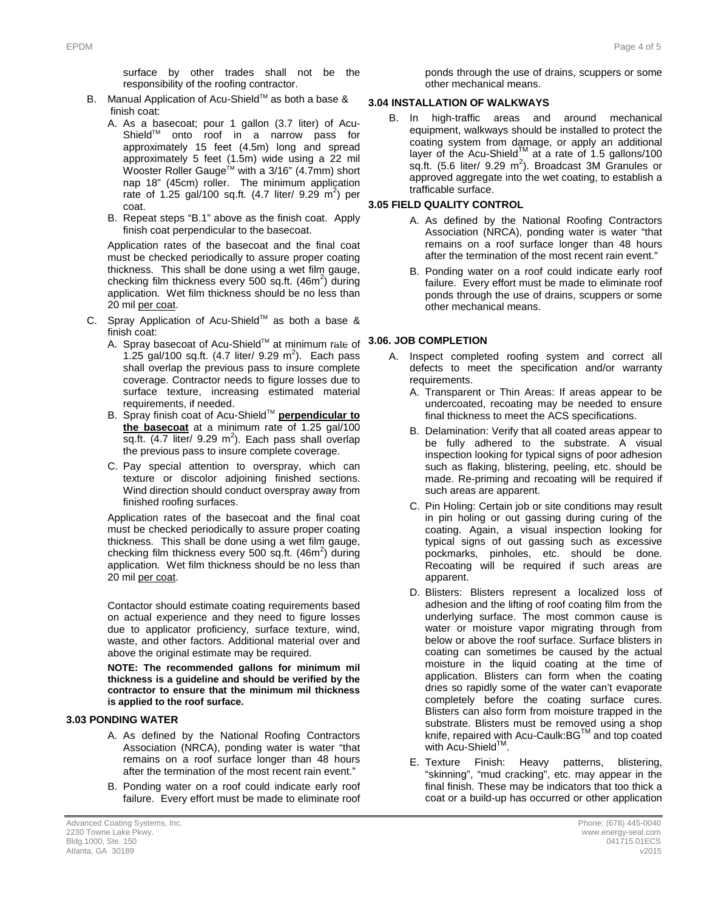surface by other trades shall not be the responsibility of the roofing contractor.

B. Manual Application of Acu-Shield™ as both a base & finish coat:

   A. As a basecoat; pour 1 gallon (3.7 liter) of Acu-Shield™ onto roof in a narrow pass for approximately 15 feet (4.5m) long and spread approximately 5 feet (1.5m) wide using a 22 mil Wooster Roller Gauge™ with a 3/16" (4.7mm) short nap 18" (45cm) roller. The minimum application rate of 1.25 gal/100 sq.ft. (4.7 liter/ 9.29 $m^2$) per coat.

   B. Repeat steps "B.1" above as the finish coat. Apply finish coat perpendicular to the basecoat.

   Application rates of the basecoat and the final coat must be checked periodically to assure proper coating thickness. This shall be done using a wet film gauge, checking film thickness every 500 sq.ft. (46$m^2$) during application. Wet film thickness should be no less than 20 mil <u>per coat</u>.

C. Spray Application of Acu-Shield™ as both a base & finish coat:

   A. Spray basecoat of Acu-Shield™ at minimum rate of 1.25 gal/100 sq.ft. (4.7 liter/ 9.29 $m^2$). Each pass shall overlap the previous pass to insure complete coverage. Contractor needs to figure losses due to surface texture, increasing estimated material requirements, if needed.

   B. Spray finish coat of Acu-Shield™ **<u>perpendicular to the basecoat</u>** at a minimum rate of 1.25 gal/100 sq.ft. (4.7 liter/ 9.29 $m^2$). Each pass shall overlap the previous pass to insure complete coverage.

   C. Pay special attention to overspray, which can texture or discolor adjoining finished sections. Wind direction should conduct overspray away from finished roofing surfaces.

   Application rates of the basecoat and the final coat must be checked periodically to assure proper coating thickness. This shall be done using a wet film gauge, checking film thickness every 500 sq.ft. (46$m^2$) during application. Wet film thickness should be no less than 20 mil <u>per coat</u>.

   Contactor should estimate coating requirements based on actual experience and they need to figure losses due to applicator proficiency, surface texture, wind, waste, and other factors. Additional material over and above the original estimate may be required.

   **NOTE: The recommended gallons for minimum mil thickness is a guideline and should be verified by the contractor to ensure that the minimum mil thickness is applied to the roof surface.**

### 3.03 PONDING WATER

A. As defined by the National Roofing Contractors Association (NRCA), ponding water is water "that remains on a roof surface longer than 48 hours after the termination of the most recent rain event."

B. Ponding water on a roof could indicate early roof failure. Every effort must be made to eliminate roof ponds through the use of drains, scuppers or some other mechanical means.

### 3.04 INSTALLATION OF WALKWAYS

B. In high-traffic areas and around mechanical equipment, walkways should be installed to protect the coating system from damage, or apply an additional layer of the Acu-Shield™ at a rate of 1.5 gallons/100 sq.ft. (5.6 liter/ 9.29 $m^2$). Broadcast 3M Granules or approved aggregate into the wet coating, to establish a trafficable surface.

### 3.05 FIELD QUALITY CONTROL

A. As defined by the National Roofing Contractors Association (NRCA), ponding water is water "that remains on a roof surface longer than 48 hours after the termination of the most recent rain event."

B. Ponding water on a roof could indicate early roof failure. Every effort must be made to eliminate roof ponds through the use of drains, scuppers or some other mechanical means.

### 3.06. JOB COMPLETION

A. Inspect completed roofing system and correct all defects to meet the specification and/or warranty requirements.

   A. Transparent or Thin Areas: If areas appear to be undercoated, recoating may be needed to ensure final thickness to meet the ACS specifications.

   B. Delamination: Verify that all coated areas appear to be fully adhered to the substrate. A visual inspection looking for typical signs of poor adhesion such as flaking, blistering, peeling, etc. should be made. Re-priming and recoating will be required if such areas are apparent.

   C. Pin Holing: Certain job or site conditions may result in pin holing or out gassing during curing of the coating. Again, a visual inspection looking for typical signs of out gassing such as excessive pockmarks, pinholes, etc. should be done. Recoating will be required if such areas are apparent.

   D. Blisters: Blisters represent a localized loss of adhesion and the lifting of roof coating film from the underlying surface. The most common cause is water or moisture vapor migrating through from below or above the roof surface. Surface blisters in coating can sometimes be caused by the actual moisture in the liquid coating at the time of application. Blisters can form when the coating dries so rapidly some of the water can't evaporate completely before the coating surface cures. Blisters can also form from moisture trapped in the substrate. Blisters must be removed using a shop knife, repaired with Acu-Caulk:BG™ and top coated with Acu-Shield™.

   E. Texture Finish: Heavy patterns, blistering, "skinning", "mud cracking", etc. may appear in the final finish. These may be indicators that too thick a coat or a build-up has occurred or other application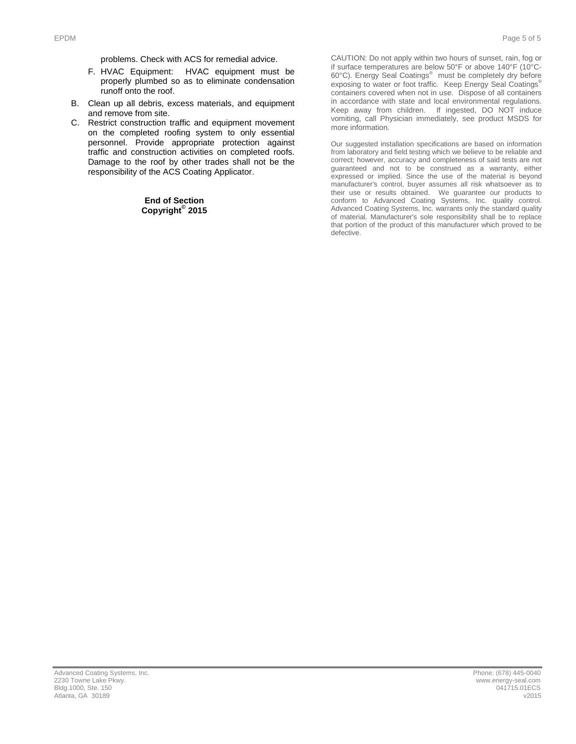problems. Check with ACS for remedial advice.

F. HVAC Equipment: HVAC equipment must be properly plumbed so as to eliminate condensation runoff onto the roof.

B. Clean up all debris, excess materials, and equipment and remove from site.

C. Restrict construction traffic and equipment movement on the completed roofing system to only essential personnel. Provide appropriate protection against traffic and construction activities on completed roofs. Damage to the roof by other trades shall not be the responsibility of the ACS Coating Applicator.

**End of Section**
**Copyright© 2015**

CAUTION: Do not apply within two hours of sunset, rain, fog or if surface temperatures are below 50°F or above 140°F (10°C-60°C). Energy Seal Coatings® must be completely dry before exposing to water or foot traffic. Keep Energy Seal Coatings® containers covered when not in use. Dispose of all containers in accordance with state and local environmental regulations. Keep away from children. If ingested, DO NOT induce vomiting, call Physician immediately, see product MSDS for more information.

Our suggested installation specifications are based on information from laboratory and field testing which we believe to be reliable and correct; however, accuracy and completeness of said tests are not guaranteed and not to be construed as a warranty, either expressed or implied. Since the use of the material is beyond manufacturer's control, buyer assumes all risk whatsoever as to their use or results obtained. We guarantee our products to conform to Advanced Coating Systems, Inc. quality control. Advanced Coating Systems, Inc. warrants only the standard quality of material. Manufacturer's sole responsibility shall be to replace that portion of the product of this manufacturer which proved to be defective.